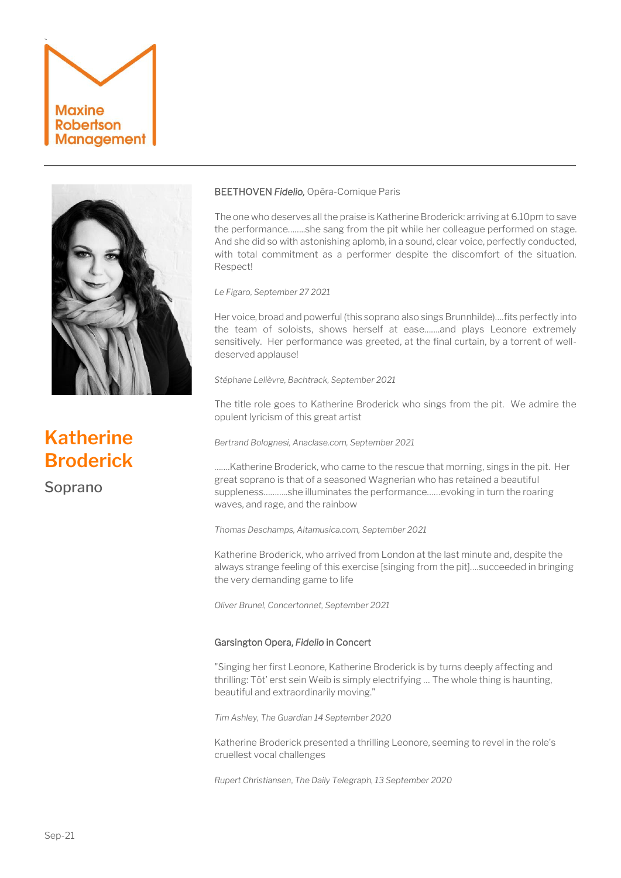Maxine Robertson Management

# Katherine Broderick

Soprano

BEETHOVEN *Fidelio,* Opéra-Comique Paris

The one who deserves all the praise is Katherine Broderick: arriving at 6.10pm to save the performance........she sang from the pit while her colleague performed on stage. And she did so with astonishing aplomb, in a sound, clear voice, perfectly conducted, with total commitment as a performer despite the discomfort of the situation. Respect!

*Le Figaro, September 27 2021*

Her voice, broad and powerful (this soprano also sings Brunnhilde)....fits perfectly into the team of soloists, shows herself at ease.......and plays Leonore extremely sensitively. Her performance was greeted, at the final curtain, by a torrent of well-deserved applause!

*Stéphane Lelièvre, Bachtrack, September 2021*

The title role goes to Katherine Broderick who sings from the pit. We admire the opulent lyricism of this great artist

*Bertrand Bolognesi, Anaclase.com, September 2021*

.......Katherine Broderick, who came to the rescue that morning, sings in the pit. Her great soprano is that of a seasoned Wagnerian who has retained a beautiful suppleness..........she illuminates the performance......evoking in turn the roaring waves, and rage, and the rainbow

*Thomas Deschamps, Altamusica.com, September 2021*

Katherine Broderick, who arrived from London at the last minute and, despite the always strange feeling of this exercise [singing from the pit]....succeeded in bringing the very demanding game to life

*Oliver Brunel, Concertonnet, September 2021*

Garsington Opera, *Fidelio* in Concert

"Singing her first Leonore, Katherine Broderick is by turns deeply affecting and thrilling: Tôt' erst sein Weib is simply electrifying … The whole thing is haunting, beautiful and extraordinarily moving."

*Tim Ashley, The Guardian 14 September 2020*

Katherine Broderick presented a thrilling Leonore, seeming to revel in the role's cruellest vocal challenges

*Rupert Christiansen, The Daily Telegraph, 13 September 2020*

Sep-21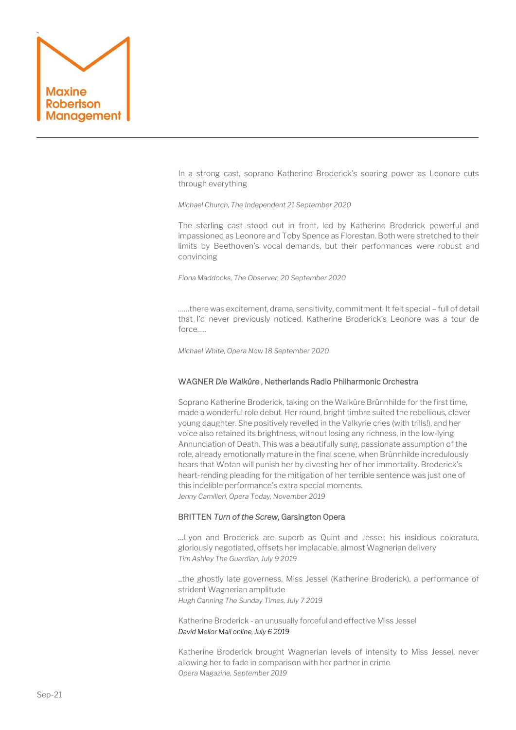In a strong cast, soprano Katherine Broderick's soaring power as Leonore cuts through everything

*Michael Church, The Independent 21 September 2020*

The sterling cast stood out in front, led by Katherine Broderick powerful and impassioned as Leonore and Toby Spence as Florestan. Both were stretched to their limits by Beethoven's vocal demands, but their performances were robust and convincing

*Fiona Maddocks, The Observer, 20 September 2020*

……there was excitement, drama, sensitivity, commitment. It felt special – full of detail that I'd never previously noticed. Katherine Broderick's Leonore was a tour de force…..

*Michael White, Opera Now 18 September 2020*

### WAGNER *Die Walküre* , Netherlands Radio Philharmonic Orchestra

Soprano Katherine Broderick, taking on the Walküre Brünnhilde for the first time, made a wonderful role debut. Her round, bright timbre suited the rebellious, clever young daughter. She positively revelled in the Valkyrie cries (with trills!), and her voice also retained its brightness, without losing any richness, in the low-lying Annunciation of Death. This was a beautifully sung, passionate assumption of the role, already emotionally mature in the final scene, when Brünnhilde incredulously hears that Wotan will punish her by divesting her of her immortality. Broderick's heart-rending pleading for the mitigation of her terrible sentence was just one of this indelible performance's extra special moments.
*Jenny Camilleri, Opera Today, November 2019*

### BRITTEN *Turn of the Screw*, Garsington Opera

…Lyon and Broderick are superb as Quint and Jessel; his insidious coloratura, gloriously negotiated, offsets her implacable, almost Wagnerian delivery
*Tim Ashley The Guardian, July 9 2019*

..the ghostly late governess, Miss Jessel (Katherine Broderick), a performance of strident Wagnerian amplitude
*Hugh Canning The Sunday Times, July 7 2019*

Katherine Broderick - an unusually forceful and effective Miss Jessel
*David Mellor Mail online, July 6 2019*

Katherine Broderick brought Wagnerian levels of intensity to Miss Jessel, never allowing her to fade in comparison with her partner in crime
*Opera Magazine, September 2019*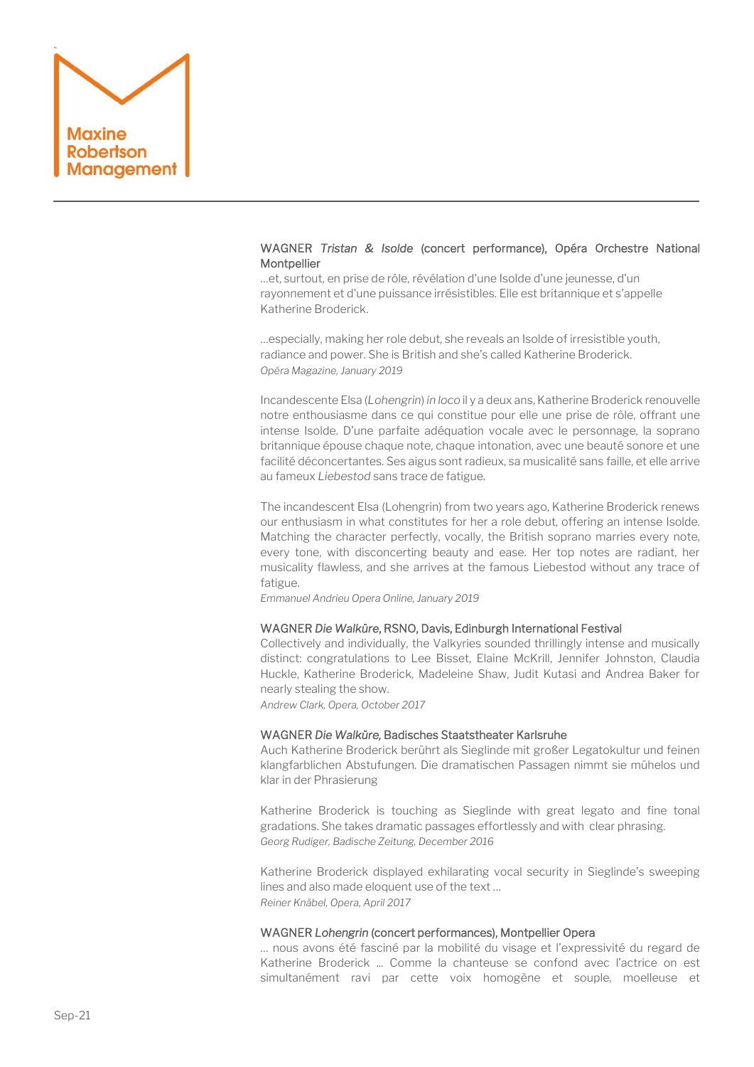WAGNER *Tristan & Isolde* (concert performance), Opéra Orchestre National Montpellier

…et, surtout, en prise de rôle, révélation d'une Isolde d'une jeunesse, d'un rayonnement et d'une puissance irrésistibles. Elle est britannique et s'appelle Katherine Broderick.

…especially, making her role debut, she reveals an Isolde of irresistible youth, radiance and power. She is British and she's called Katherine Broderick.

*Opéra Magazine, January 2019*

Incandescente Elsa (*Lohengrin*) *in loco* il y a deux ans, Katherine Broderick renouvelle notre enthousiasme dans ce qui constitue pour elle une prise de rôle, offrant une intense Isolde. D'une parfaite adéquation vocale avec le personnage, la soprano britannique épouse chaque note, chaque intonation, avec une beauté sonore et une facilité déconcertantes. Ses aigus sont radieux, sa musicalité sans faille, et elle arrive au fameux *Liebestod* sans trace de fatigue.

The incandescent Elsa (Lohengrin) from two years ago, Katherine Broderick renews our enthusiasm in what constitutes for her a role debut, offering an intense Isolde. Matching the character perfectly, vocally, the British soprano marries every note, every tone, with disconcerting beauty and ease. Her top notes are radiant, her musicality flawless, and she arrives at the famous Liebestod without any trace of fatigue.

*Emmanuel Andrieu Opera Online, January 2019*

WAGNER *Die Walküre*, RSNO, Davis, Edinburgh International Festival

Collectively and individually, the Valkyries sounded thrillingly intense and musically distinct: congratulations to Lee Bisset, Elaine McKrill, Jennifer Johnston, Claudia Huckle, Katherine Broderick, Madeleine Shaw, Judit Kutasi and Andrea Baker for nearly stealing the show.

*Andrew Clark, Opera, October 2017*

WAGNER *Die Walküre,* Badisches Staatstheater Karlsruhe

Auch Katherine Broderick berührt als Sieglinde mit großer Legatokultur und feinen klangfarblichen Abstufungen. Die dramatischen Passagen nimmt sie mühelos und klar in der Phrasierung

Katherine Broderick is touching as Sieglinde with great legato and fine tonal gradations. She takes dramatic passages effortlessly and with clear phrasing.

*Georg Rudiger, Badische Zeitung, December 2016*

Katherine Broderick displayed exhilarating vocal security in Sieglinde's sweeping lines and also made eloquent use of the text …

*Reiner Knäbel, Opera, April 2017*

WAGNER *Lohengrin* (concert performances), Montpellier Opera

… nous avons été fasciné par la mobilité du visage et l'expressivité du regard de Katherine Broderick … Comme la chanteuse se confond avec l'actrice on est simultanément ravi par cette voix homogène et souple, moelleuse et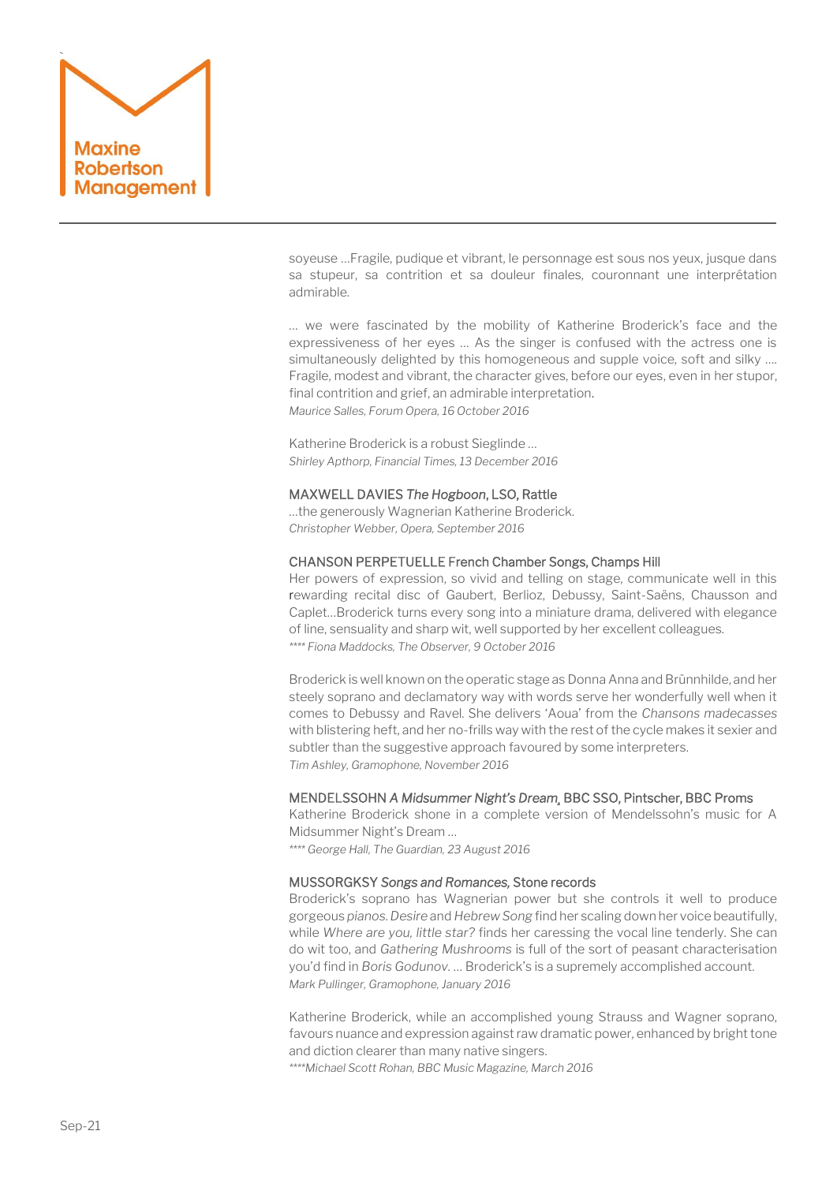soyeuse …Fragile, pudique et vibrant, le personnage est sous nos yeux, jusque dans sa stupeur, sa contrition et sa douleur finales, couronnant une interprétation admirable.

… we were fascinated by the mobility of Katherine Broderick's face and the expressiveness of her eyes … As the singer is confused with the actress one is simultaneously delighted by this homogeneous and supple voice, soft and silky …. Fragile, modest and vibrant, the character gives, before our eyes, even in her stupor, final contrition and grief, an admirable interpretation.
*Maurice Salles, Forum Opera, 16 October 2016*

Katherine Broderick is a robust Sieglinde …
*Shirley Apthorp, Financial Times, 13 December 2016*

### MAXWELL DAVIES *The Hogboon*, LSO, Rattle

…the generously Wagnerian Katherine Broderick.
*Christopher Webber, Opera, September 2016*

### CHANSON PERPETUELLE French Chamber Songs, Champs Hill

Her powers of expression, so vivid and telling on stage, communicate well in this rewarding recital disc of Gaubert, Berlioz, Debussy, Saint-Saëns, Chausson and Caplet…Broderick turns every song into a miniature drama, delivered with elegance of line, sensuality and sharp wit, well supported by her excellent colleagues.
*\*\*\*\* Fiona Maddocks, The Observer, 9 October 2016*

Broderick is well known on the operatic stage as Donna Anna and Brünnhilde, and her steely soprano and declamatory way with words serve her wonderfully well when it comes to Debussy and Ravel. She delivers 'Aoua' from the *Chansons madecasses* with blistering heft, and her no-frills way with the rest of the cycle makes it sexier and subtler than the suggestive approach favoured by some interpreters.
*Tim Ashley, Gramophone, November 2016*

### MENDELSSOHN *A Midsummer Night's Dream*, BBC SSO, Pintscher, BBC Proms

Katherine Broderick shone in a complete version of Mendelssohn's music for A Midsummer Night's Dream …
*\*\*\*\* George Hall, The Guardian, 23 August 2016*

### MUSSORGKSY *Songs and Romances*, Stone records

Broderick's soprano has Wagnerian power but she controls it well to produce gorgeous *pianos*. *Desire* and *Hebrew Song* find her scaling down her voice beautifully, while *Where are you, little star?* finds her caressing the vocal line tenderly. She can do wit too, and *Gathering Mushrooms* is full of the sort of peasant characterisation you'd find in *Boris Godunov*. … Broderick's is a supremely accomplished account.
*Mark Pullinger, Gramophone, January 2016*

Katherine Broderick, while an accomplished young Strauss and Wagner soprano, favours nuance and expression against raw dramatic power, enhanced by bright tone and diction clearer than many native singers.
*\*\*\*\*Michael Scott Rohan, BBC Music Magazine, March 2016*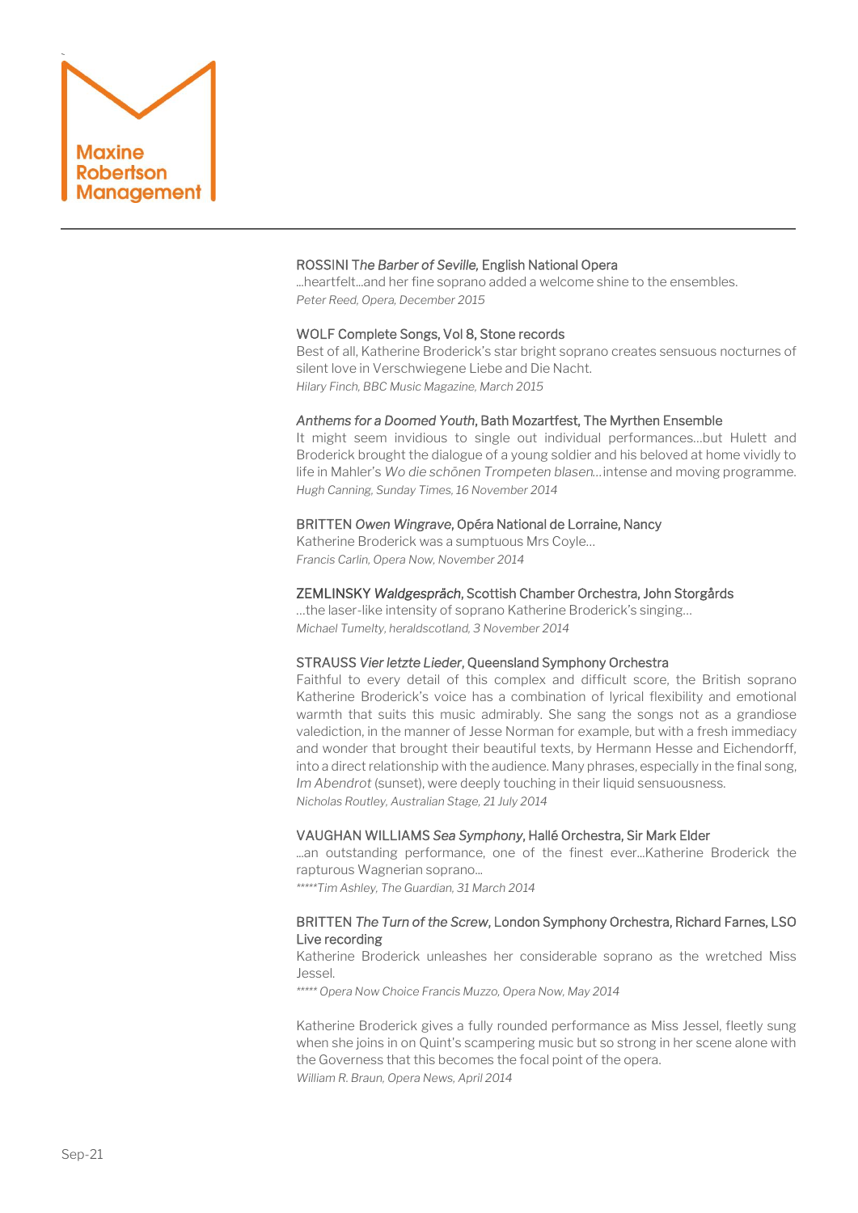ROSSINI T*he Barber of Seville*, English National Opera
...heartfelt...and her fine soprano added a welcome shine to the ensembles.
*Peter Reed, Opera, December 2015*

WOLF Complete Songs, Vol 8, Stone records
Best of all, Katherine Broderick's star bright soprano creates sensuous nocturnes of silent love in Verschwiegene Liebe and Die Nacht.
*Hilary Finch, BBC Music Magazine, March 2015*

*Anthems for a Doomed Youth*, Bath Mozartfest, The Myrthen Ensemble
It might seem invidious to single out individual performances...but Hulett and Broderick brought the dialogue of a young soldier and his beloved at home vividly to life in Mahler's *Wo die schönen Trompeten blasen*...intense and moving programme.
*Hugh Canning, Sunday Times, 16 November 2014*

BRITTEN *Owen Wingrave*, Opéra National de Lorraine, Nancy
Katherine Broderick was a sumptuous Mrs Coyle...
*Francis Carlin, Opera Now, November 2014*

ZEMLINSKY *Waldgespräch*, Scottish Chamber Orchestra, John Storgårds
...the laser-like intensity of soprano Katherine Broderick's singing...
*Michael Tumelty, heraldscotland, 3 November 2014*

STRAUSS *Vier letzte Lieder*, Queensland Symphony Orchestra
Faithful to every detail of this complex and difficult score, the British soprano Katherine Broderick's voice has a combination of lyrical flexibility and emotional warmth that suits this music admirably. She sang the songs not as a grandiose valediction, in the manner of Jesse Norman for example, but with a fresh immediacy and wonder that brought their beautiful texts, by Hermann Hesse and Eichendorff, into a direct relationship with the audience. Many phrases, especially in the final song, *Im Abendrot* (sunset), were deeply touching in their liquid sensuousness.
*Nicholas Routley, Australian Stage, 21 July 2014*

VAUGHAN WILLIAMS *Sea Symphony*, Hallé Orchestra, Sir Mark Elder
...an outstanding performance, one of the finest ever...Katherine Broderick the rapturous Wagnerian soprano...
*\*\*\*\*\*Tim Ashley, The Guardian, 31 March 2014*

BRITTEN *The Turn of the Screw*, London Symphony Orchestra, Richard Farnes, LSO Live recording
Katherine Broderick unleashes her considerable soprano as the wretched Miss Jessel.
*\*\*\*\*\* Opera Now Choice Francis Muzzo, Opera Now, May 2014*

Katherine Broderick gives a fully rounded performance as Miss Jessel, fleetly sung when she joins in on Quint's scampering music but so strong in her scene alone with the Governess that this becomes the focal point of the opera.
*William R. Braun, Opera News, April 2014*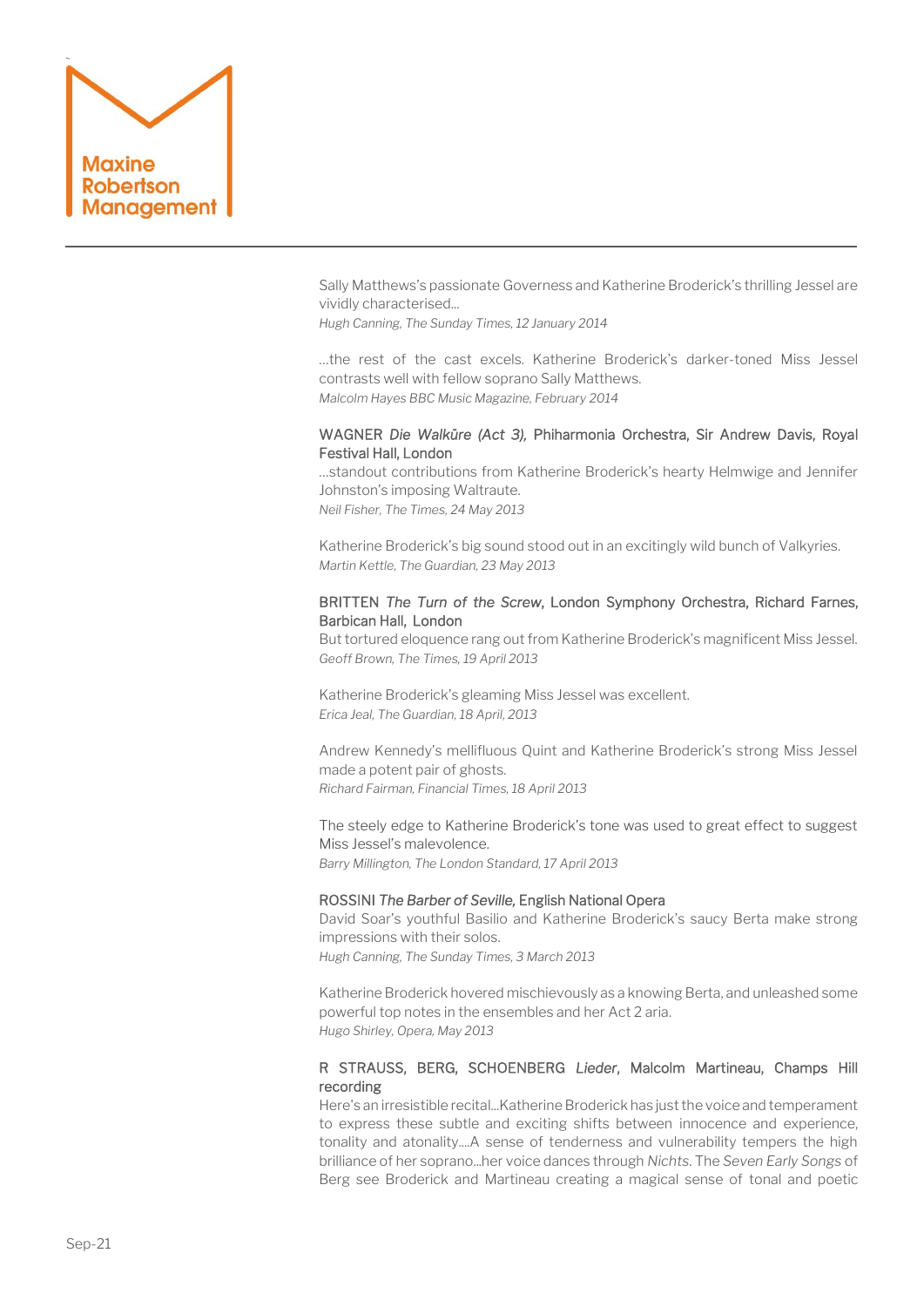Sally Matthews's passionate Governess and Katherine Broderick's thrilling Jessel are vividly characterised...
*Hugh Canning, The Sunday Times, 12 January 2014*

...the rest of the cast excels. Katherine Broderick's darker-toned Miss Jessel contrasts well with fellow soprano Sally Matthews.
*Malcolm Hayes BBC Music Magazine, February 2014*

WAGNER *Die Walküre (Act 3),* Phiharmonia Orchestra, Sir Andrew Davis, Royal Festival Hall, London
...standout contributions from Katherine Broderick's hearty Helmwige and Jennifer Johnston's imposing Waltraute.
*Neil Fisher, The Times, 24 May 2013*

Katherine Broderick's big sound stood out in an excitingly wild bunch of Valkyries.
*Martin Kettle, The Guardian, 23 May 2013*

BRITTEN *The Turn of the Screw*, London Symphony Orchestra, Richard Farnes, Barbican Hall, London
But tortured eloquence rang out from Katherine Broderick's magnificent Miss Jessel.
*Geoff Brown, The Times, 19 April 2013*

Katherine Broderick's gleaming Miss Jessel was excellent.
*Erica Jeal, The Guardian, 18 April, 2013*

Andrew Kennedy's mellifluous Quint and Katherine Broderick's strong Miss Jessel made a potent pair of ghosts.
*Richard Fairman, Financial Times, 18 April 2013*

The steely edge to Katherine Broderick's tone was used to great effect to suggest Miss Jessel's malevolence.
*Barry Millington, The London Standard, 17 April 2013*

ROSSINI *The Barber of Seville,* English National Opera
David Soar's youthful Basilio and Katherine Broderick's saucy Berta make strong impressions with their solos.
*Hugh Canning, The Sunday Times, 3 March 2013*

Katherine Broderick hovered mischievously as a knowing Berta, and unleashed some powerful top notes in the ensembles and her Act 2 aria.
*Hugo Shirley, Opera, May 2013*

R STRAUSS, BERG, SCHOENBERG *Lieder*, Malcolm Martineau, Champs Hill recording
Here's an irresistible recital...Katherine Broderick has just the voice and temperament to express these subtle and exciting shifts between innocence and experience, tonality and atonality....A sense of tenderness and vulnerability tempers the high brilliance of her soprano...her voice dances through *Nichts*. The *Seven Early Songs* of Berg see Broderick and Martineau creating a magical sense of tonal and poetic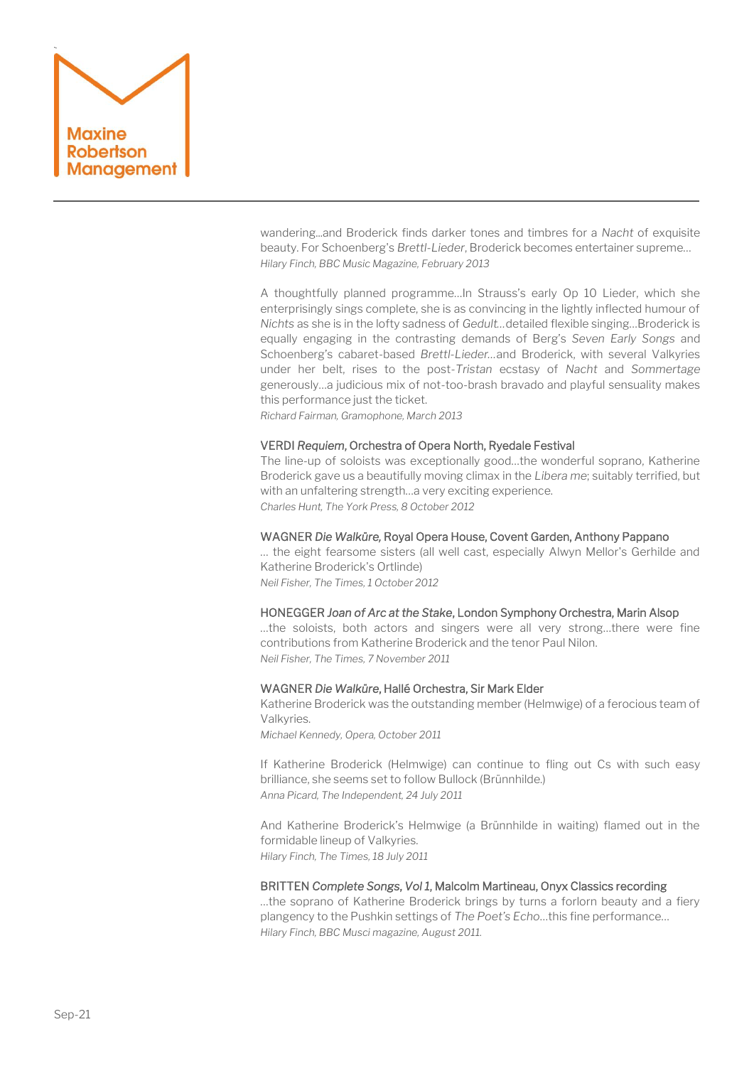wandering…and Broderick finds darker tones and timbres for a *Nacht* of exquisite beauty. For Schoenberg's *Brettl-Lieder*, Broderick becomes entertainer supreme…
*Hilary Finch, BBC Music Magazine, February 2013*

A thoughtfully planned programme…In Strauss's early Op 10 Lieder, which she enterprisingly sings complete, she is as convincing in the lightly inflected humour of *Nichts* as she is in the lofty sadness of *Gedult*…detailed flexible singing…Broderick is equally engaging in the contrasting demands of Berg's *Seven Early Songs* and Schoenberg's cabaret-based *Brettl-Lieder*…and Broderick, with several Valkyries under her belt, rises to the post-*Tristan* ecstasy of *Nacht* and *Sommertage* generously…a judicious mix of not-too-brash bravado and playful sensuality makes this performance just the ticket.
*Richard Fairman, Gramophone, March 2013*

VERDI *Requiem*, Orchestra of Opera North, Ryedale Festival
The line-up of soloists was exceptionally good…the wonderful soprano, Katherine Broderick gave us a beautifully moving climax in the *Libera me*; suitably terrified, but with an unfaltering strength…a very exciting experience.
*Charles Hunt, The York Press, 8 October 2012*

WAGNER *Die Walküre,* Royal Opera House, Covent Garden, Anthony Pappano
… the eight fearsome sisters (all well cast, especially Alwyn Mellor's Gerhilde and Katherine Broderick's Ortlinde)
*Neil Fisher, The Times, 1 October 2012*

HONEGGER *Joan of Arc at the Stake*, London Symphony Orchestra, Marin Alsop
…the soloists, both actors and singers were all very strong…there were fine contributions from Katherine Broderick and the tenor Paul Nilon.
*Neil Fisher, The Times, 7 November 2011*

WAGNER *Die Walküre*, Hallé Orchestra, Sir Mark Elder
Katherine Broderick was the outstanding member (Helmwige) of a ferocious team of Valkyries.
*Michael Kennedy, Opera, October 2011*

If Katherine Broderick (Helmwige) can continue to fling out Cs with such easy brilliance, she seems set to follow Bullock (Brünnhilde.)
*Anna Picard, The Independent, 24 July 2011*

And Katherine Broderick's Helmwige (a Brünnhilde in waiting) flamed out in the formidable lineup of Valkyries.
*Hilary Finch, The Times, 18 July 2011*

BRITTEN *Complete Songs, Vol 1*, Malcolm Martineau, Onyx Classics recording
…the soprano of Katherine Broderick brings by turns a forlorn beauty and a fiery plangency to the Pushkin settings of *The Poet's Echo*…this fine performance…
*Hilary Finch, BBC Musci magazine, August 2011.*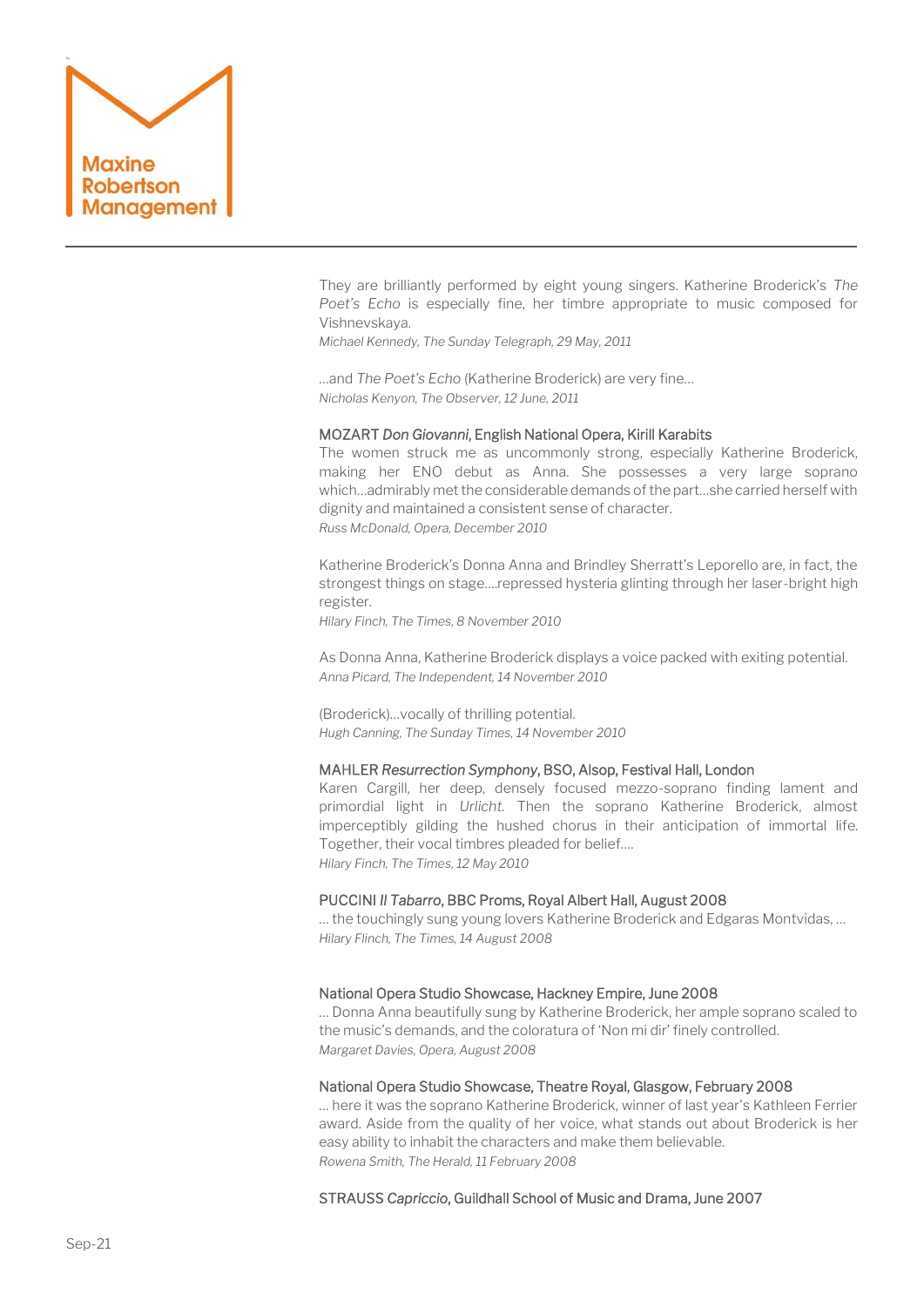They are brilliantly performed by eight young singers. Katherine Broderick's *The Poet's Echo* is especially fine, her timbre appropriate to music composed for Vishnevskaya.
*Michael Kennedy, The Sunday Telegraph, 29 May, 2011*

…and *The Poet's Echo* (Katherine Broderick) are very fine…
*Nicholas Kenyon, The Observer, 12 June, 2011*

MOZART *Don Giovanni*, English National Opera, Kirill Karabits

The women struck me as uncommonly strong, especially Katherine Broderick, making her ENO debut as Anna. She possesses a very large soprano which…admirably met the considerable demands of the part…she carried herself with dignity and maintained a consistent sense of character.
*Russ McDonald, Opera, December 2010*

Katherine Broderick's Donna Anna and Brindley Sherratt's Leporello are, in fact, the strongest things on stage….repressed hysteria glinting through her laser-bright high register.
*Hilary Finch, The Times, 8 November 2010*

As Donna Anna, Katherine Broderick displays a voice packed with exiting potential.
*Anna Picard, The Independent, 14 November 2010*

(Broderick)…vocally of thrilling potential.
*Hugh Canning, The Sunday Times, 14 November 2010*

MAHLER *Resurrection Symphony*, BSO, Alsop, Festival Hall, London

Karen Cargill, her deep, densely focused mezzo-soprano finding lament and primordial light in *Urlicht*. Then the soprano Katherine Broderick, almost imperceptibly gilding the hushed chorus in their anticipation of immortal life. Together, their vocal timbres pleaded for belief….
*Hilary Finch, The Times, 12 May 2010*

PUCCINI *Il Tabarro*, BBC Proms, Royal Albert Hall, August 2008

… the touchingly sung young lovers Katherine Broderick and Edgaras Montvidas, …
*Hilary Flinch, The Times, 14 August 2008*

National Opera Studio Showcase, Hackney Empire, June 2008

… Donna Anna beautifully sung by Katherine Broderick, her ample soprano scaled to the music's demands, and the coloratura of 'Non mi dir' finely controlled.
*Margaret Davies, Opera, August 2008*

National Opera Studio Showcase, Theatre Royal, Glasgow, February 2008

… here it was the soprano Katherine Broderick, winner of last year's Kathleen Ferrier award. Aside from the quality of her voice, what stands out about Broderick is her easy ability to inhabit the characters and make them believable.
*Rowena Smith, The Herald, 11 February 2008*

STRAUSS *Capriccio*, Guildhall School of Music and Drama, June 2007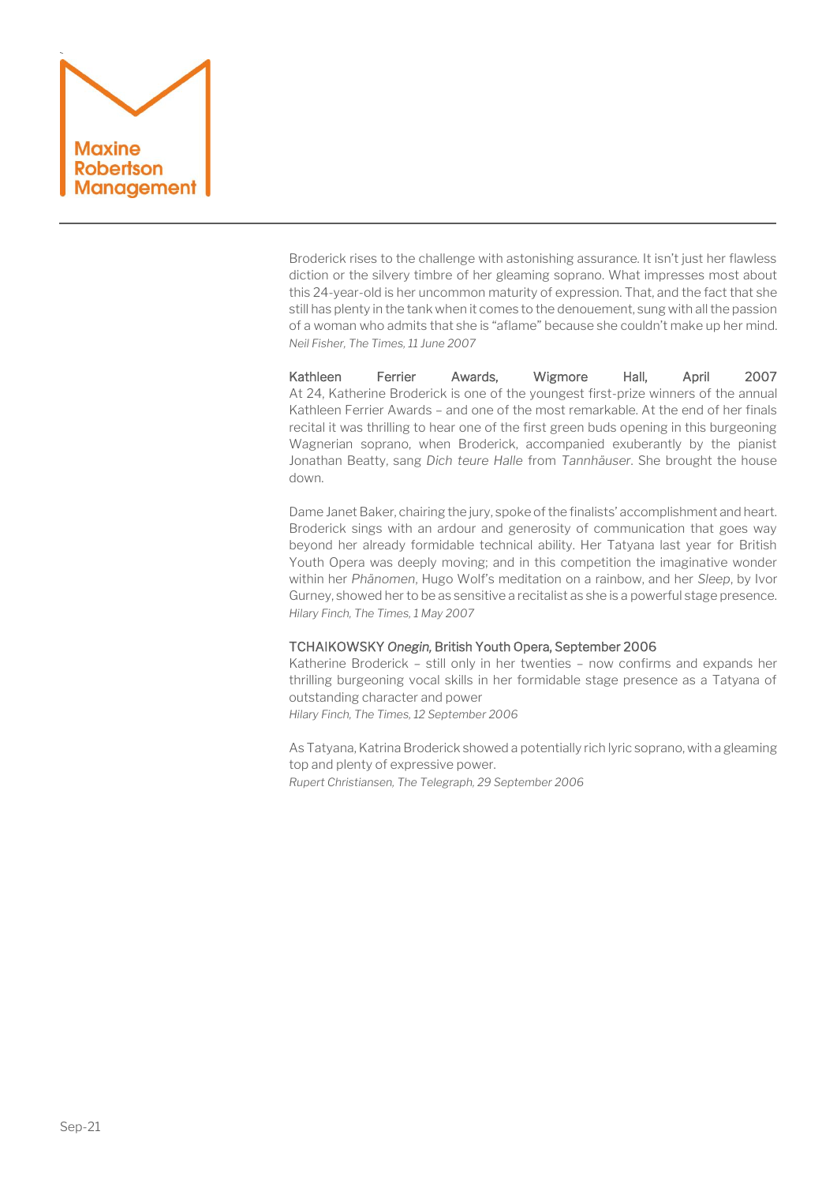Broderick rises to the challenge with astonishing assurance. It isn't just her flawless diction or the silvery timbre of her gleaming soprano. What impresses most about this 24-year-old is her uncommon maturity of expression. That, and the fact that she still has plenty in the tank when it comes to the denouement, sung with all the passion of a woman who admits that she is "aflame" because she couldn't make up her mind.
*Neil Fisher, The Times, 11 June 2007*

Kathleen Ferrier Awards, Wigmore Hall, April 2007
At 24, Katherine Broderick is one of the youngest first-prize winners of the annual Kathleen Ferrier Awards – and one of the most remarkable. At the end of her finals recital it was thrilling to hear one of the first green buds opening in this burgeoning Wagnerian soprano, when Broderick, accompanied exuberantly by the pianist Jonathan Beatty, sang *Dich teure Halle* from *Tannhäuser*. She brought the house down.

Dame Janet Baker, chairing the jury, spoke of the finalists' accomplishment and heart. Broderick sings with an ardour and generosity of communication that goes way beyond her already formidable technical ability. Her Tatyana last year for British Youth Opera was deeply moving; and in this competition the imaginative wonder within her *Phänomen*, Hugo Wolf's meditation on a rainbow, and her *Sleep*, by Ivor Gurney, showed her to be as sensitive a recitalist as she is a powerful stage presence.
*Hilary Finch, The Times, 1 May 2007*

TCHAIKOWSKY *Onegin*, British Youth Opera, September 2006
Katherine Broderick – still only in her twenties – now confirms and expands her thrilling burgeoning vocal skills in her formidable stage presence as a Tatyana of outstanding character and power
*Hilary Finch, The Times, 12 September 2006*

As Tatyana, Katrina Broderick showed a potentially rich lyric soprano, with a gleaming top and plenty of expressive power.
*Rupert Christiansen, The Telegraph, 29 September 2006*